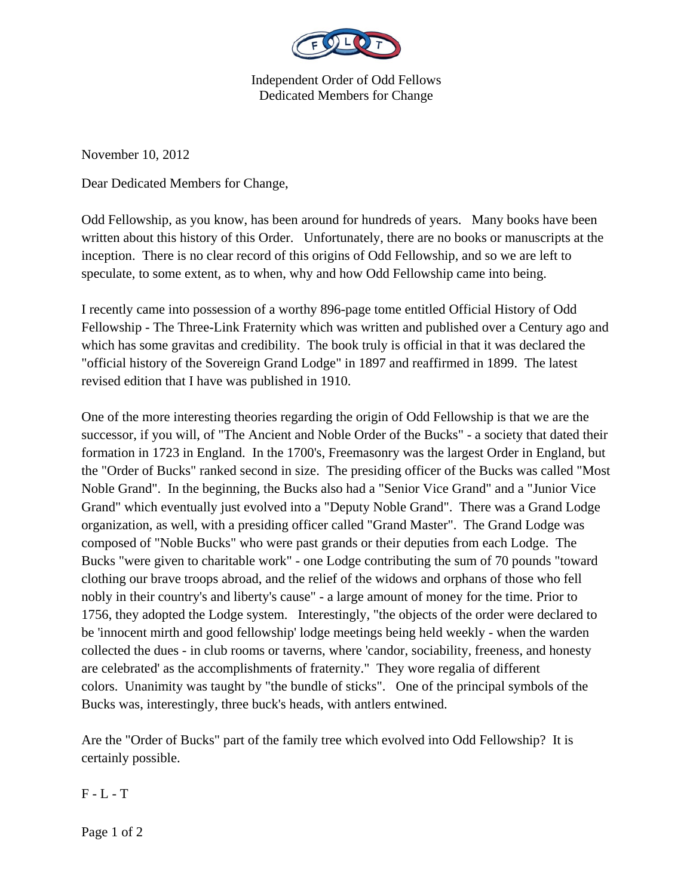Independent Order of Odd Fellows
Dedicated Members for Change

November 10, 2012

Dear Dedicated Members for Change,

Odd Fellowship, as you know, has been around for hundreds of years. Many books have been written about this history of this Order. Unfortunately, there are no books or manuscripts at the inception. There is no clear record of this origins of Odd Fellowship, and so we are left to speculate, to some extent, as to when, why and how Odd Fellowship came into being.

I recently came into possession of a worthy 896-page tome entitled Official History of Odd Fellowship - The Three-Link Fraternity which was written and published over a Century ago and which has some gravitas and credibility. The book truly is official in that it was declared the "official history of the Sovereign Grand Lodge" in 1897 and reaffirmed in 1899. The latest revised edition that I have was published in 1910.

One of the more interesting theories regarding the origin of Odd Fellowship is that we are the successor, if you will, of "The Ancient and Noble Order of the Bucks" - a society that dated their formation in 1723 in England. In the 1700's, Freemasonry was the largest Order in England, but the "Order of Bucks" ranked second in size. The presiding officer of the Bucks was called "Most Noble Grand". In the beginning, the Bucks also had a "Senior Vice Grand" and a "Junior Vice Grand" which eventually just evolved into a "Deputy Noble Grand". There was a Grand Lodge organization, as well, with a presiding officer called "Grand Master". The Grand Lodge was composed of "Noble Bucks" who were past grands or their deputies from each Lodge. The Bucks "were given to charitable work" - one Lodge contributing the sum of 70 pounds "toward clothing our brave troops abroad, and the relief of the widows and orphans of those who fell nobly in their country's and liberty's cause" - a large amount of money for the time. Prior to 1756, they adopted the Lodge system. Interestingly, "the objects of the order were declared to be 'innocent mirth and good fellowship' lodge meetings being held weekly - when the warden collected the dues - in club rooms or taverns, where 'candor, sociability, freeness, and honesty are celebrated' as the accomplishments of fraternity." They wore regalia of different colors. Unanimity was taught by "the bundle of sticks". One of the principal symbols of the Bucks was, interestingly, three buck's heads, with antlers entwined.

Are the "Order of Bucks" part of the family tree which evolved into Odd Fellowship? It is certainly possible.

F - L - T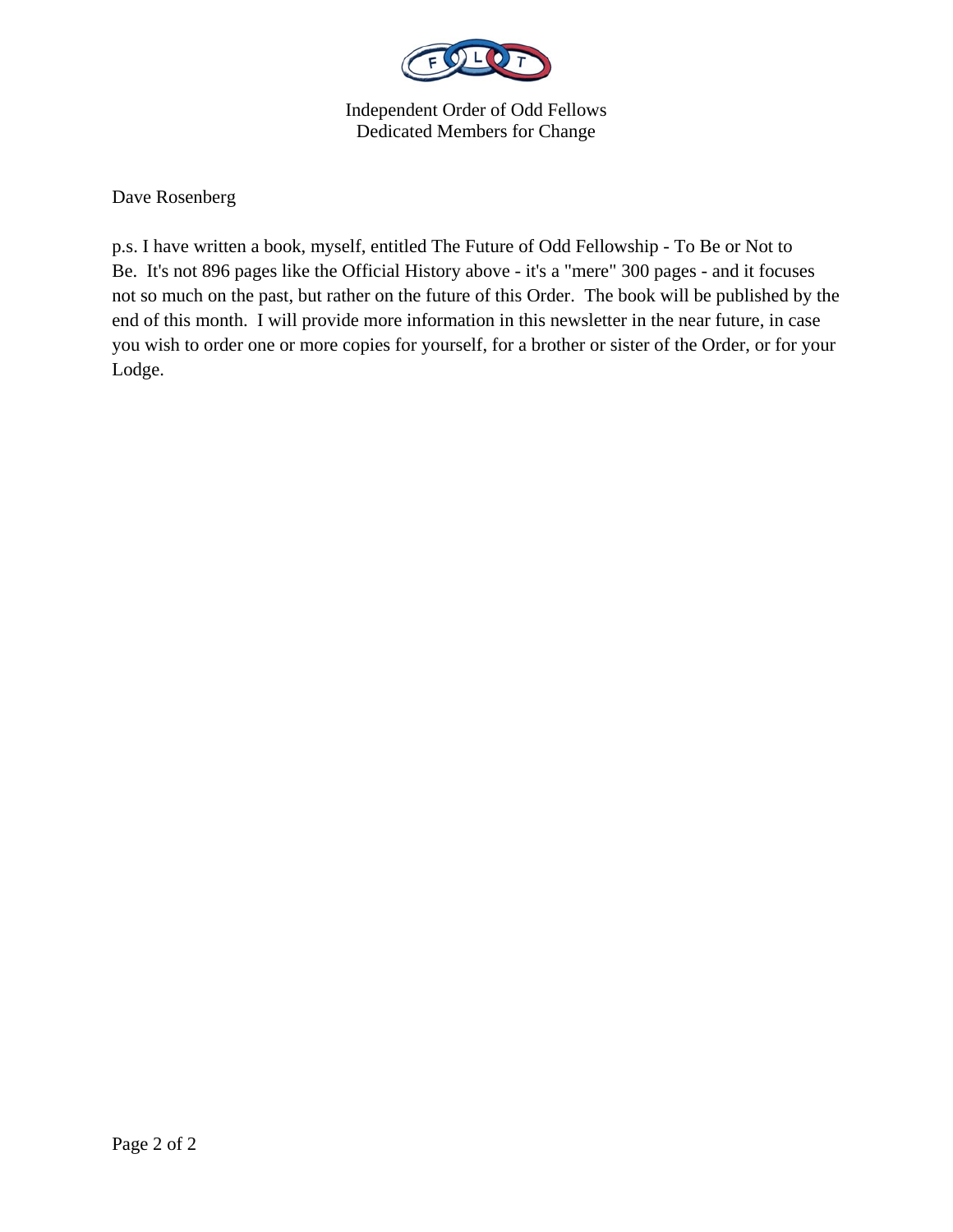Independent Order of Odd Fellows
Dedicated Members for Change

Dave Rosenberg

p.s. I have written a book, myself, entitled The Future of Odd Fellowship - To Be or Not to Be. It's not 896 pages like the Official History above - it's a "mere" 300 pages - and it focuses not so much on the past, but rather on the future of this Order. The book will be published by the end of this month. I will provide more information in this newsletter in the near future, in case you wish to order one or more copies for yourself, for a brother or sister of the Order, or for your Lodge.